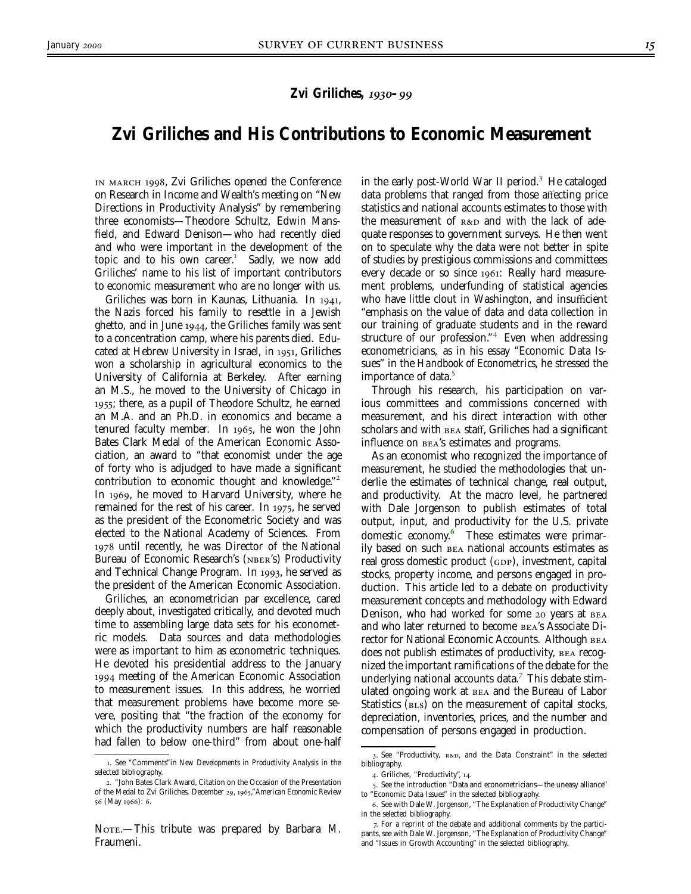**Zvi Griliches, 1930–99**

# Zvi Griliches and His Contributions to Economic Measurement

IN MARCH 1998, Zvi Griliches opened the Conference on Research in Income and Wealth's meeting on "New Directions in Productivity Analysis" by remembering three economists—Theodore Schultz, Edwin Mansfield, and Edward Denison—who had recently died and who were important in the development of the topic and to his own career.[1] Sadly, we now add Griliches' name to his list of important contributors to economic measurement who are no longer with us.

Griliches was born in Kaunas, Lithuania. In 1941, the Nazis forced his family to resettle in a Jewish ghetto, and in June 1944, the Griliches family was sent to a concentration camp, where his parents died. Educated at Hebrew University in Israel, in 1951, Griliches won a scholarship in agricultural economics to the University of California at Berkeley. After earning an M.S., he moved to the University of Chicago in 1955; there, as a pupil of Theodore Schultz, he earned an M.A. and an Ph.D. in economics and became a tenured faculty member. In 1965, he won the John Bates Clark Medal of the American Economic Association, an award to "that economist under the age of forty who is adjudged to have made a significant contribution to economic thought and knowledge."[2] In 1969, he moved to Harvard University, where he remained for the rest of his career. In 1975, he served as the president of the Econometric Society and was elected to the National Academy of Sciences. From 1978 until recently, he was Director of the National Bureau of Economic Research's (NBER's) Productivity and Technical Change Program. In 1993, he served as the president of the American Economic Association.

Griliches, an econometrician par excellence, cared deeply about, investigated critically, and devoted much time to assembling large data sets for his econometric models. Data sources and data methodologies were as important to him as econometric techniques. He devoted his presidential address to the January 1994 meeting of the American Economic Association to measurement issues. In this address, he worried that measurement problems have become more severe, positing that "the fraction of the economy for which the productivity numbers are half reasonable had fallen to below one-third" from about one-half in the early post-World War II period.[3] He cataloged data problems that ranged from those affecting price statistics and national accounts estimates to those with the measurement of R&D and with the lack of adequate responses to government surveys. He then went on to speculate why the data were not better in spite of studies by prestigious commissions and committees every decade or so since 1961: Really hard measurement problems, underfunding of statistical agencies who have little clout in Washington, and insufficient "emphasis on the value of data and data collection in our training of graduate students and in the reward structure of our profession."[4] Even when addressing econometricians, as in his essay "Economic Data Issues" in the *Handbook of Econometrics*, he stressed the importance of data.[5]

Through his research, his participation on various committees and commissions concerned with measurement, and his direct interaction with other scholars and with BEA staff, Griliches had a significant influence on BEA's estimates and programs.

As an economist who recognized the importance of measurement, he studied the methodologies that underlie the estimates of technical change, real output, and productivity. At the macro level, he partnered with Dale Jorgenson to publish estimates of total output, input, and productivity for the U.S. private domestic economy.[6] These estimates were primarily based on such BEA national accounts estimates as real gross domestic product (GDP), investment, capital stocks, property income, and persons engaged in production. This article led to a debate on productivity measurement concepts and methodology with Edward Denison, who had worked for some 20 years at BEA and who later returned to become BEA's Associate Director for National Economic Accounts. Although BEA does not publish estimates of productivity, BEA recognized the important ramifications of the debate for the underlying national accounts data.[7] This debate stimulated ongoing work at BEA and the Bureau of Labor Statistics (BLS) on the measurement of capital stocks, depreciation, inventories, prices, and the number and compensation of persons engaged in production.

---

1. See "Comments" in *New Developments in Productivity Analysis* in the selected bibliography.

2. "John Bates Clark Award, Citation on the Occasion of the Presentation of the Medal to Zvi Griliches, December 29, 1965," *American Economic Review* 56 (May 1966): 6.

3. See "Productivity, R&D, and the Data Constraint" in the selected bibliography.

4. Griliches, "Productivity", 14.

5. See the introduction "Data and econometricians—the uneasy alliance" to "Economic Data Issues" in the selected bibliography.

6. See with Dale W. Jorgenson, "The Explanation of Productivity Change" in the selected bibliography.

7. For a reprint of the debate and additional comments by the participants, see with Dale W. Jorgenson, "The Explanation of Productivity Change" and "Issues in Growth Accounting" in the selected bibliography.

NOTE.—This tribute was prepared by Barbara M. Fraumeni.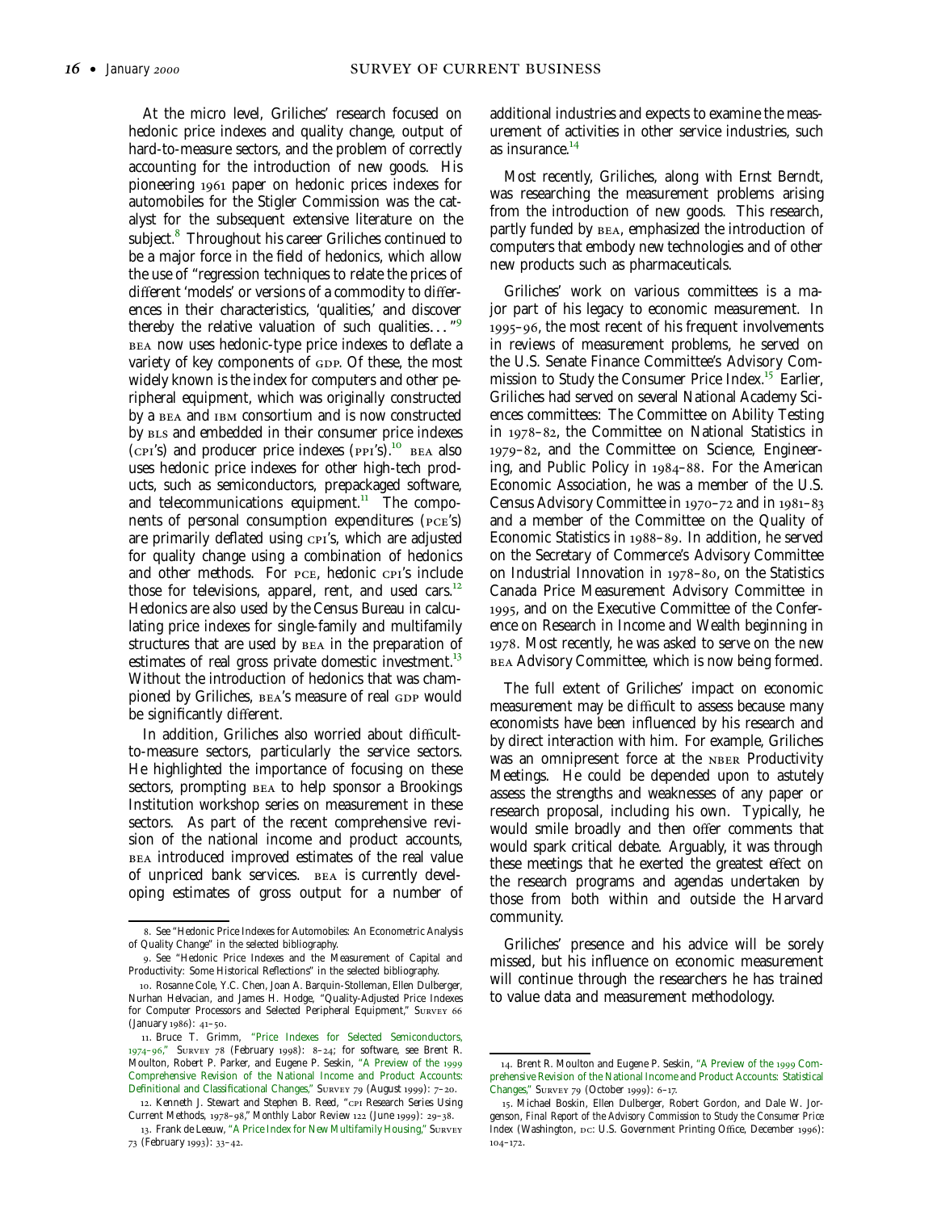At the micro level, Griliches' research focused on hedonic price indexes and quality change, output of hard-to-measure sectors, and the problem of correctly accounting for the introduction of new goods. His pioneering 1961 paper on hedonic prices indexes for automobiles for the Stigler Commission was the catalyst for the subsequent extensive literature on the subject.[8] Throughout his career Griliches continued to be a major force in the field of hedonics, which allow the use of "regression techniques to relate the prices of different 'models' or versions of a commodity to differences in their characteristics, 'qualities,' and discover thereby the relative valuation of such qualities..."[9] BEA now uses hedonic-type price indexes to deflate a variety of key components of GDP. Of these, the most widely known is the index for computers and other peripheral equipment, which was originally constructed by a BEA and IBM consortium and is now constructed by BLS and embedded in their consumer price indexes (CPI's) and producer price indexes (PPI's).[10] BEA also uses hedonic price indexes for other high-tech products, such as semiconductors, prepackaged software, and telecommunications equipment.[11] The components of personal consumption expenditures (PCE's) are primarily deflated using CPI's, which are adjusted for quality change using a combination of hedonics and other methods. For PCE, hedonic CPI's include those for televisions, apparel, rent, and used cars.[12] Hedonics are also used by the Census Bureau in calculating price indexes for single-family and multifamily structures that are used by BEA in the preparation of estimates of real gross private domestic investment.[13] Without the introduction of hedonics that was championed by Griliches, BEA's measure of real GDP would be significantly different.

In addition, Griliches also worried about difficult-to-measure sectors, particularly the service sectors. He highlighted the importance of focusing on these sectors, prompting BEA to help sponsor a Brookings Institution workshop series on measurement in these sectors. As part of the recent comprehensive revision of the national income and product accounts, BEA introduced improved estimates of the real value of unpriced bank services. BEA is currently developing estimates of gross output for a number of additional industries and expects to examine the measurement of activities in other service industries, such as insurance.[14]

Most recently, Griliches, along with Ernst Berndt, was researching the measurement problems arising from the introduction of new goods. This research, partly funded by BEA, emphasized the introduction of computers that embody new technologies and of other new products such as pharmaceuticals.

Griliches' work on various committees is a major part of his legacy to economic measurement. In 1995–96, the most recent of his frequent involvements in reviews of measurement problems, he served on the U.S. Senate Finance Committee's Advisory Commission to Study the Consumer Price Index.[15] Earlier, Griliches had served on several National Academy Sciences committees: The Committee on Ability Testing in 1978–82, the Committee on National Statistics in 1979–82, and the Committee on Science, Engineering, and Public Policy in 1984–88. For the American Economic Association, he was a member of the U.S. Census Advisory Committee in 1970–72 and in 1981–83 and a member of the Committee on the Quality of Economic Statistics in 1988–89. In addition, he served on the Secretary of Commerce's Advisory Committee on Industrial Innovation in 1978–80, on the Statistics Canada Price Measurement Advisory Committee in 1995, and on the Executive Committee of the Conference on Research in Income and Wealth beginning in 1978. Most recently, he was asked to serve on the new BEA Advisory Committee, which is now being formed.

The full extent of Griliches' impact on economic measurement may be difficult to assess because many economists have been influenced by his research and by direct interaction with him. For example, Griliches was an omnipresent force at the NBER Productivity Meetings. He could be depended upon to astutely assess the strengths and weaknesses of any paper or research proposal, including his own. Typically, he would smile broadly and then offer comments that would spark critical debate. Arguably, it was through these meetings that he exerted the greatest effect on the research programs and agendas undertaken by those from both within and outside the Harvard community.

Griliches' presence and his advice will be sorely missed, but his influence on economic measurement will continue through the researchers he has trained to value data and measurement methodology.

---

8. See "Hedonic Price Indexes for Automobiles: An Econometric Analysis of Quality Change" in the selected bibliography.

9. See "Hedonic Price Indexes and the Measurement of Capital and Productivity: Some Historical Reflections" in the selected bibliography.

10. Rosanne Cole, Y.C. Chen, Joan A. Barquin-Stolleman, Ellen Dulberger, Nurhan Helvacian, and James H. Hodge, "Quality-Adjusted Price Indexes for Computer Processors and Selected Peripheral Equipment," SURVEY 66 (January 1986): 41–50.

11. Bruce T. Grimm, "Price Indexes for Selected Semiconductors, 1974–96," SURVEY 78 (February 1998): 8–24; for software, see Brent R. Moulton, Robert P. Parker, and Eugene P. Seskin, "A Preview of the 1999 Comprehensive Revision of the National Income and Product Accounts: Definitional and Classificational Changes," SURVEY 79 (August 1999): 7–20.

12. Kenneth J. Stewart and Stephen B. Reed, "CPI Research Series Using Current Methods, 1978–98," *Monthly Labor Review* 122 (June 1999): 29–38.

13. Frank de Leeuw, "A Price Index for New Multifamily Housing," SURVEY 73 (February 1993): 33–42.

14. Brent R. Moulton and Eugene P. Seskin, "A Preview of the 1999 Comprehensive Revision of the National Income and Product Accounts: Statistical Changes," SURVEY 79 (October 1999): 6–17.

15. Michael Boskin, Ellen Dulberger, Robert Gordon, and Dale W. Jorgenson, *Final Report of the Advisory Commission to Study the Consumer Price Index* (Washington, DC: U.S. Government Printing Office, December 1996): 104–172.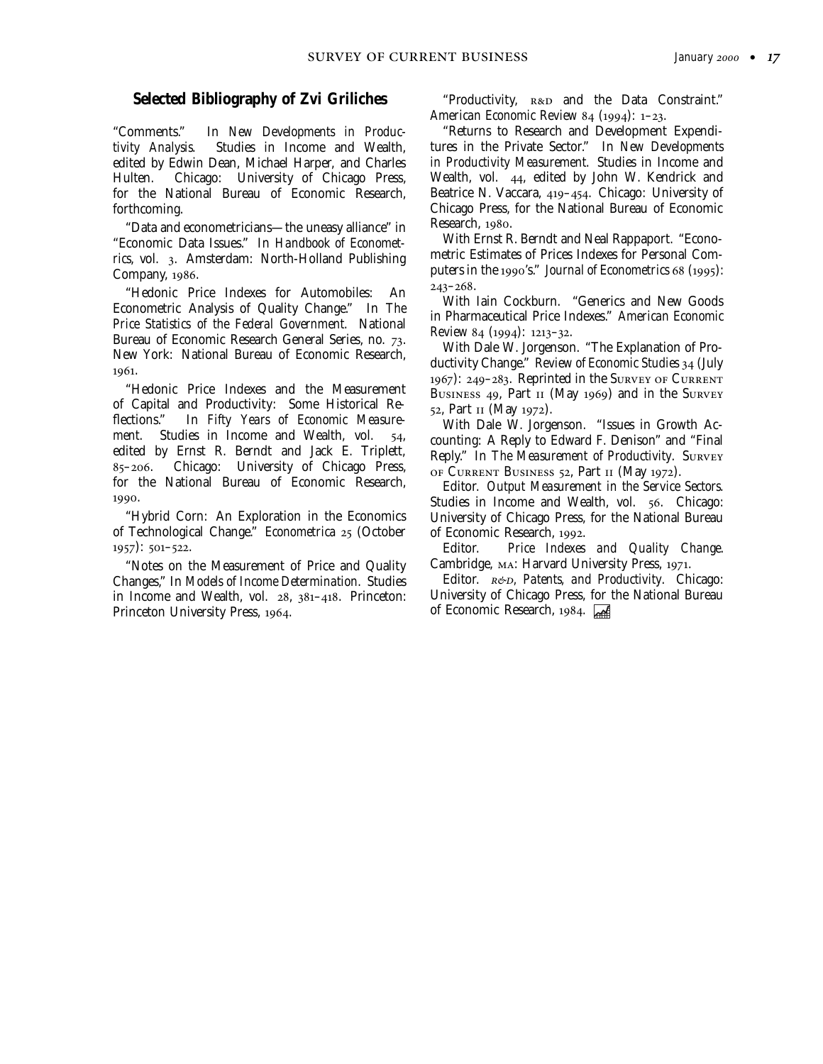## Selected Bibliography of Zvi Griliches

"Comments." In *New Developments in Productivity Analysis*. Studies in Income and Wealth, edited by Edwin Dean, Michael Harper, and Charles Hulten. Chicago: University of Chicago Press, for the National Bureau of Economic Research, forthcoming.

"Data and econometricians—the uneasy alliance" in "Economic Data Issues." In *Handbook of Econometrics*, vol. 3. Amsterdam: North-Holland Publishing Company, 1986.

"Hedonic Price Indexes for Automobiles: An Econometric Analysis of Quality Change." In *The Price Statistics of the Federal Government*. National Bureau of Economic Research General Series, no. 73. New York: National Bureau of Economic Research, 1961.

"Hedonic Price Indexes and the Measurement of Capital and Productivity: Some Historical Reflections." In *Fifty Years of Economic Measurement*. Studies in Income and Wealth, vol. 54, edited by Ernst R. Berndt and Jack E. Triplett, 85–206. Chicago: University of Chicago Press, for the National Bureau of Economic Research, 1990.

"Hybrid Corn: An Exploration in the Economics of Technological Change." *Econometrica* 25 (October 1957): 501–522.

"Notes on the Measurement of Price and Quality Changes," In *Models of Income Determination*. Studies in Income and Wealth, vol. 28, 381–418. Princeton: Princeton University Press, 1964.

"Productivity, R&D and the Data Constraint." *American Economic Review* 84 (1994): 1–23.

"Returns to Research and Development Expenditures in the Private Sector." In *New Developments in Productivity Measurement*. Studies in Income and Wealth, vol. 44, edited by John W. Kendrick and Beatrice N. Vaccara, 419–454. Chicago: University of Chicago Press, for the National Bureau of Economic Research, 1980.

With Ernst R. Berndt and Neal Rappaport. "Econometric Estimates of Prices Indexes for Personal Computers in the 1990's." *Journal of Econometrics* 68 (1995): 243–268.

With Iain Cockburn. "Generics and New Goods in Pharmaceutical Price Indexes." *American Economic Review* 84 (1994): 1213–32.

With Dale W. Jorgenson. "The Explanation of Productivity Change." *Review of Economic Studies* 34 (July 1967): 249–283. Reprinted in the Survey of Current Business 49, Part II (May 1969) and in the Survey 52, Part II (May 1972).

With Dale W. Jorgenson. "Issues in Growth Accounting: A Reply to Edward F. Denison" and "Final Reply." In *The Measurement of Productivity*. Survey of Current Business 52, Part II (May 1972).

Editor. *Output Measurement in the Service Sectors*. Studies in Income and Wealth, vol. 56. Chicago: University of Chicago Press, for the National Bureau of Economic Research, 1992.

Editor. *Price Indexes and Quality Change*. Cambridge, MA: Harvard University Press, 1971.

Editor. *R&D, Patents, and Productivity*. Chicago: University of Chicago Press, for the National Bureau of Economic Research, 1984.